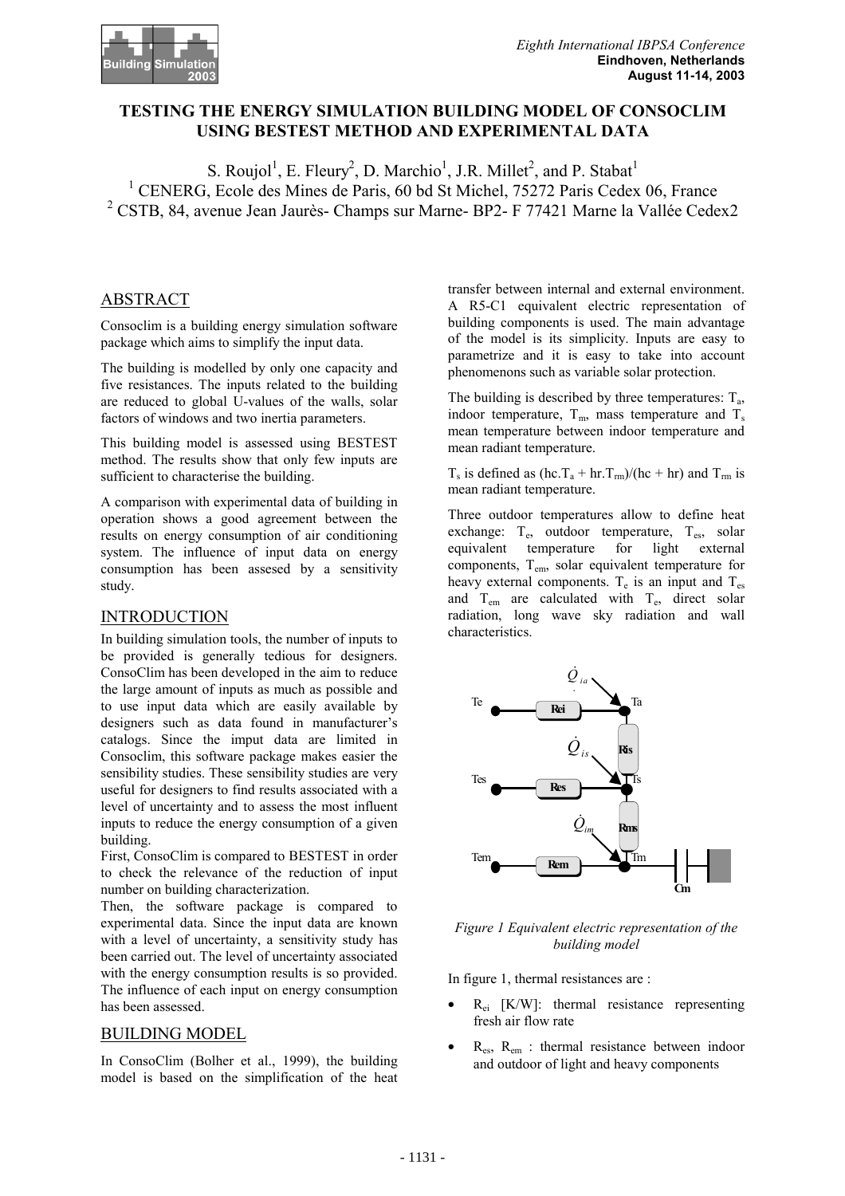# TESTING THE ENERGY SIMULATION BUILDING MODEL OF CONSOCLIM USING BESTEST METHOD AND EXPERIMENTAL DATA

S. Roujol[1], E. Fleury[2], D. Marchio[1], J.R. Millet[2], and P. Stabat[1]

[1] CENERG, Ecole des Mines de Paris, 60 bd St Michel, 75272 Paris Cedex 06, France

[2] CSTB, 84, avenue Jean Jaurès- Champs sur Marne- BP2- F 77421 Marne la Vallée Cedex2

## ABSTRACT

Consoclim is a building energy simulation software package which aims to simplify the input data.

The building is modelled by only one capacity and five resistances. The inputs related to the building are reduced to global U-values of the walls, solar factors of windows and two inertia parameters.

This building model is assessed using BESTEST method. The results show that only few inputs are sufficient to characterise the building.

A comparison with experimental data of building in operation shows a good agreement between the results on energy consumption of air conditioning system. The influence of input data on energy consumption has been assesed by a sensitivity study.

## INTRODUCTION

In building simulation tools, the number of inputs to be provided is generally tedious for designers. ConsoClim has been developed in the aim to reduce the large amount of inputs as much as possible and to use input data which are easily available by designers such as data found in manufacturer's catalogs. Since the imput data are limited in Consoclim, this software package makes easier the sensibility studies. These sensibility studies are very useful for designers to find results associated with a level of uncertainty and to assess the most influent inputs to reduce the energy consumption of a given building.

First, ConsoClim is compared to BESTEST in order to check the relevance of the reduction of input number on building characterization.

Then, the software package is compared to experimental data. Since the input data are known with a level of uncertainty, a sensitivity study has been carried out. The level of uncertainty associated with the energy consumption results is so provided. The influence of each input on energy consumption has been assessed.

## BUILDING MODEL

In ConsoClim (Bolher et al., 1999), the building model is based on the simplification of the heat transfer between internal and external environment. A R5-C1 equivalent electric representation of building components is used. The main advantage of the model is its simplicity. Inputs are easy to parametrize and it is easy to take into account phenomenons such as variable solar protection.

The building is described by three temperatures: $T_a$, indoor temperature, $T_m$, mass temperature and $T_s$ mean temperature between indoor temperature and mean radiant temperature.

$T_s$ is defined as $(hc.T_a + hr.T_{rm})/(hc + hr)$ and $T_{rm}$ is mean radiant temperature.

Three outdoor temperatures allow to define heat exchange: $T_e$, outdoor temperature, $T_{es}$, solar equivalent temperature for light external components, $T_{em}$, solar equivalent temperature for heavy external components. $T_e$ is an input and $T_{es}$ and $T_{em}$ are calculated with $T_e$, direct solar radiation, long wave sky radiation and wall characteristics.

*Figure 1 Equivalent electric representation of the building model*

In figure 1, thermal resistances are :

- $R_{ei}$ [K/W]: thermal resistance representing fresh air flow rate
- $R_{es}$, $R_{em}$ : thermal resistance between indoor and outdoor of light and heavy components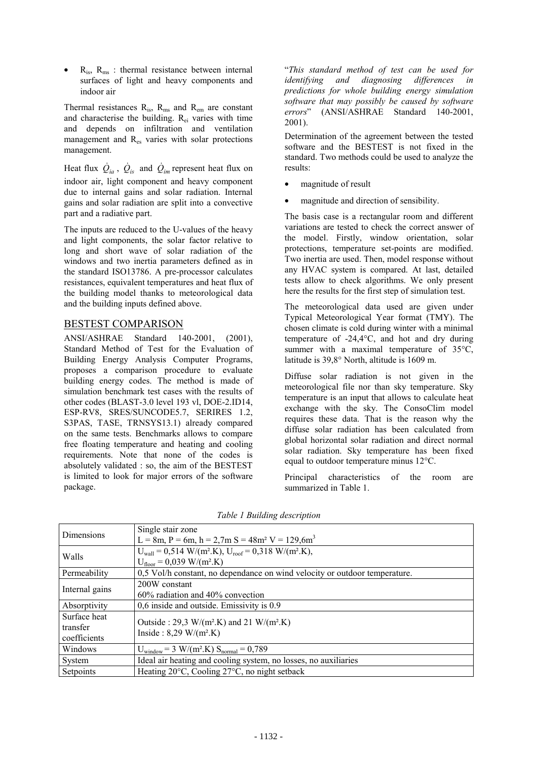- $R_{is}$, $R_{ms}$ : thermal resistance between internal surfaces of light and heavy components and indoor air

Thermal resistances $R_{is}$, $R_{ms}$ and $R_{em}$ are constant and characterise the building. $R_{ei}$ varies with time and depends on infiltration and ventilation management and $R_{es}$ varies with solar protections management.

Heat flux $\dot{Q}_{ia}$ , $\dot{Q}_{is}$ and $\dot{Q}_{im}$ represent heat flux on indoor air, light component and heavy component due to internal gains and solar radiation. Internal gains and solar radiation are split into a convective part and a radiative part.

The inputs are reduced to the U-values of the heavy and light components, the solar factor relative to long and short wave of solar radiation of the windows and two inertia parameters defined as in the standard ISO13786. A pre-processor calculates resistances, equivalent temperatures and heat flux of the building model thanks to meteorological data and the building inputs defined above.

## BESTEST COMPARISON

ANSI/ASHRAE Standard 140-2001, (2001), Standard Method of Test for the Evaluation of Building Energy Analysis Computer Programs, proposes a comparison procedure to evaluate building energy codes. The method is made of simulation benchmark test cases with the results of other codes (BLAST-3.0 level 193 vl, DOE-2.ID14, ESP-RV8, SRES/SUNCODE5.7, SERIRES 1.2, S3PAS, TASE, TRNSYS13.1) already compared on the same tests. Benchmarks allows to compare free floating temperature and heating and cooling requirements. Note that none of the codes is absolutely validated : so, the aim of the BESTEST is limited to look for major errors of the software package.

"*This standard method of test can be used for identifying and diagnosing differences in predictions for whole building energy simulation software that may possibly be caused by software errors*" (ANSI/ASHRAE Standard 140-2001, 2001).

Determination of the agreement between the tested software and the BESTEST is not fixed in the standard. Two methods could be used to analyze the results:

- magnitude of result
- magnitude and direction of sensibility.

The basis case is a rectangular room and different variations are tested to check the correct answer of the model. Firstly, window orientation, solar protections, temperature set-points are modified. Two inertia are used. Then, model response without any HVAC system is compared. At last, detailed tests allow to check algorithms. We only present here the results for the first step of simulation test.

The meteorological data used are given under Typical Meteorological Year format (TMY). The chosen climate is cold during winter with a minimal temperature of -24,4°C, and hot and dry during summer with a maximal temperature of 35°C, latitude is 39,8° North, altitude is 1609 m.

Diffuse solar radiation is not given in the meteorological file nor than sky temperature. Sky temperature is an input that allows to calculate heat exchange with the sky. The ConsoClim model requires these data. That is the reason why the diffuse solar radiation has been calculated from global horizontal solar radiation and direct normal solar radiation. Sky temperature has been fixed equal to outdoor temperature minus 12°C.

Principal characteristics of the room are summarized in Table 1.

*Table 1 Building description*

| | |
|---|---|
| Dimensions | Single stair zone<br>L = 8m, P = 6m, h = 2,7m S = 48m² V = 129,6m³ |
| Walls | $U_{wall}$ = 0,514 W/(m².K), $U_{roof}$ = 0,318 W/(m².K),<br>$U_{floor}$ = 0,039 W/(m².K) |
| Permeability | 0,5 Vol/h constant, no dependance on wind velocity or outdoor temperature. |
| Internal gains | 200W constant<br>60% radiation and 40% convection |
| Absorptivity | 0,6 inside and outside. Emissivity is 0.9 |
| Surface heat transfer coefficients | Outside : 29,3 W/(m².K) and 21 W/(m².K)<br>Inside : 8,29 W/(m².K) |
| Windows | $U_{window}$ = 3 W/(m².K) $S_{normal}$ = 0,789 |
| System | Ideal air heating and cooling system, no losses, no auxiliaries |
| Setpoints | Heating 20°C, Cooling 27°C, no night setback |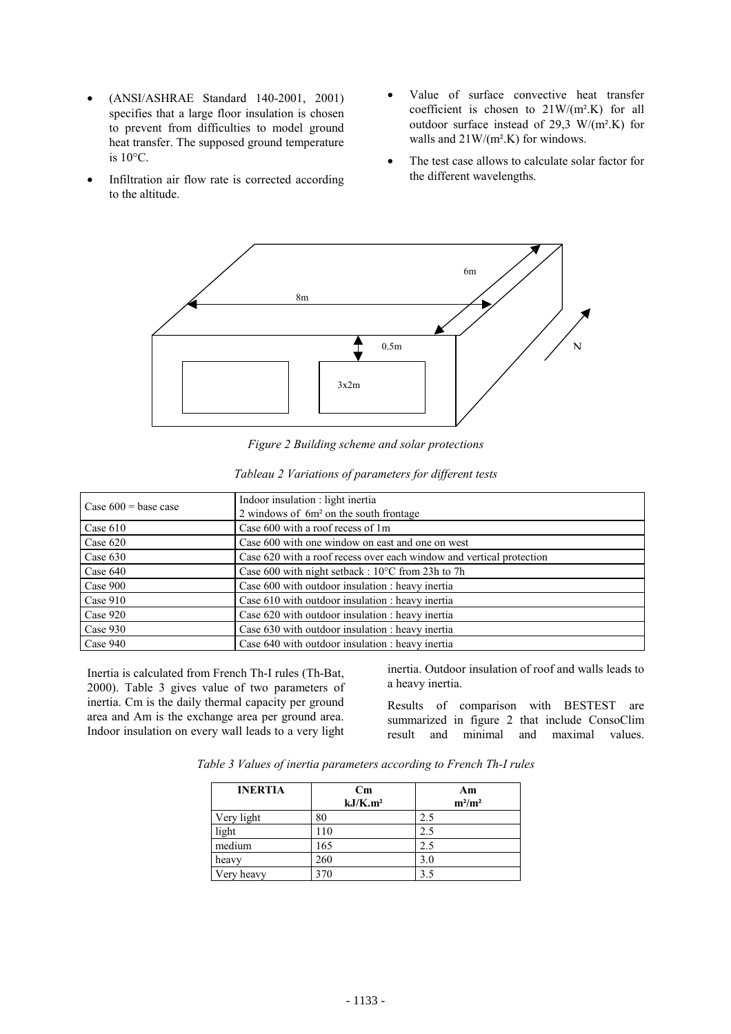- (ANSI/ASHRAE Standard 140-2001, 2001) specifies that a large floor insulation is chosen to prevent from difficulties to model ground heat transfer. The supposed ground temperature is 10°C.
- Infiltration air flow rate is corrected according to the altitude.
- Value of surface convective heat transfer coefficient is chosen to 21W/(m².K) for all outdoor surface instead of 29,3 W/(m².K) for walls and 21W/(m².K) for windows.
- The test case allows to calculate solar factor for the different wavelengths.

*Figure 2 Building scheme and solar protections*

*Tableau 2 Variations of parameters for different tests*

| | |
|---|---|
| Case 600 = base case | Indoor insulation : light inertia<br>2 windows of 6m² on the south frontage |
| Case 610 | Case 600 with a roof recess of 1m |
| Case 620 | Case 600 with one window on east and one on west |
| Case 630 | Case 620 with a roof recess over each window and vertical protection |
| Case 640 | Case 600 with night setback : 10°C from 23h to 7h |
| Case 900 | Case 600 with outdoor insulation : heavy inertia |
| Case 910 | Case 610 with outdoor insulation : heavy inertia |
| Case 920 | Case 620 with outdoor insulation : heavy inertia |
| Case 930 | Case 630 with outdoor insulation : heavy inertia |
| Case 940 | Case 640 with outdoor insulation : heavy inertia |

Inertia is calculated from French Th-I rules (Th-Bat, 2000). Table 3 gives value of two parameters of inertia. Cm is the daily thermal capacity per ground area and Am is the exchange area per ground area. Indoor insulation on every wall leads to a very light inertia. Outdoor insulation of roof and walls leads to a heavy inertia.

Results of comparison with BESTEST are summarized in figure 2 that include ConsoClim result and minimal and maximal values.

*Table 3 Values of inertia parameters according to French Th-I rules*

| INERTIA | Cm kJ/K.m² | Am m²/m² |
|---|---|---|
| Very light | 80 | 2.5 |
| light | 110 | 2.5 |
| medium | 165 | 2.5 |
| heavy | 260 | 3.0 |
| Very heavy | 370 | 3.5 |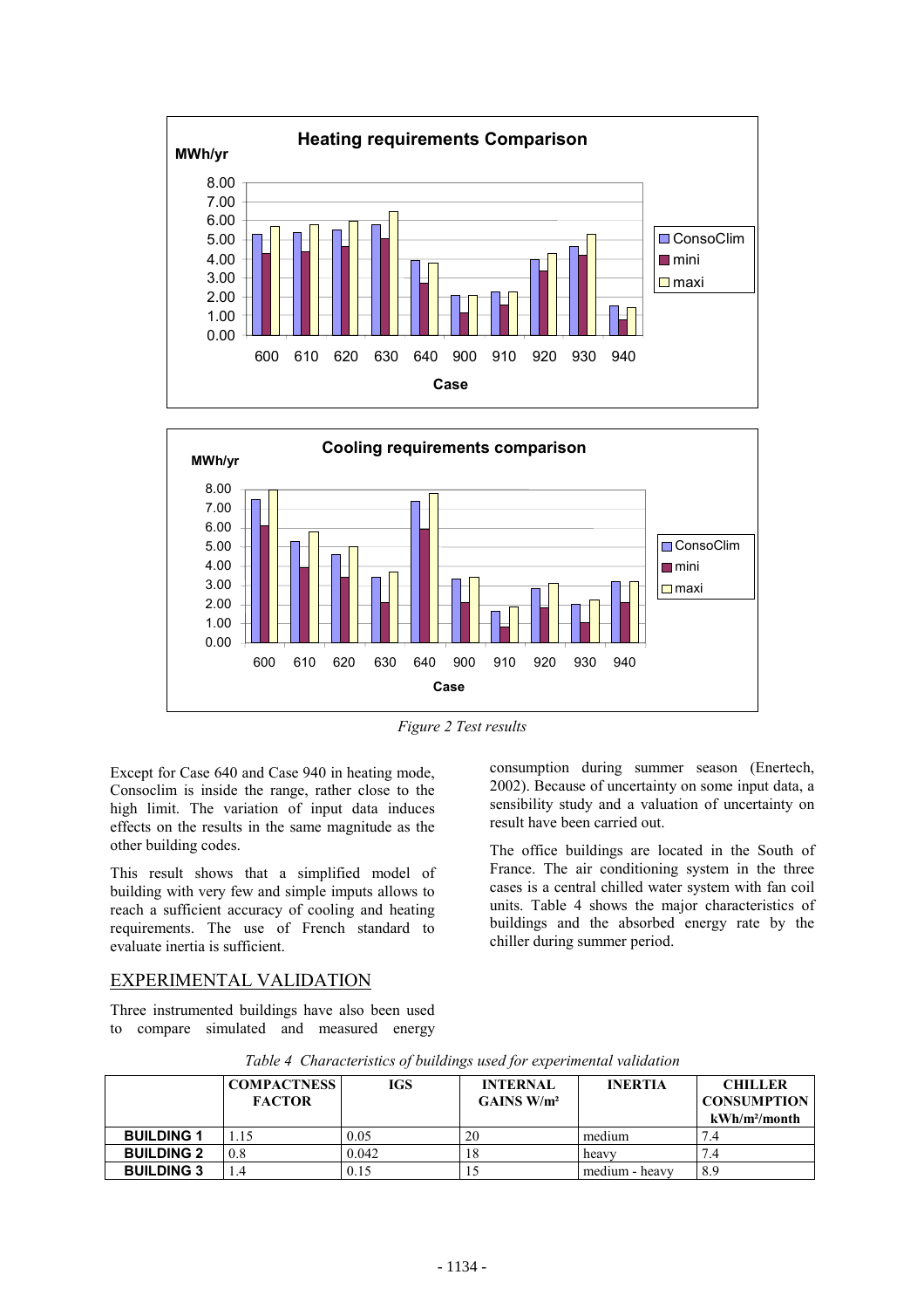*Figure 2 Test results*

Except for Case 640 and Case 940 in heating mode, Consoclim is inside the range, rather close to the high limit. The variation of input data induces effects on the results in the same magnitude as the other building codes.

This result shows that a simplified model of building with very few and simple imputs allows to reach a sufficient accuracy of cooling and heating requirements. The use of French standard to evaluate inertia is sufficient.

## EXPERIMENTAL VALIDATION

Three instrumented buildings have also been used to compare simulated and measured energy consumption during summer season (Enertech, 2002). Because of uncertainty on some input data, a sensibility study and a valuation of uncertainty on result have been carried out.

The office buildings are located in the South of France. The air conditioning system in the three cases is a central chilled water system with fan coil units. Table 4 shows the major characteristics of buildings and the absorbed energy rate by the chiller during summer period.

*Table 4 Characteristics of buildings used for experimental validation*

| | COMPACTNESS FACTOR | IGS | INTERNAL GAINS W/m² | INERTIA | CHILLER CONSUMPTION kWh/m²/month |
|---|---|---|---|---|---|
| **BUILDING 1** | 1.15 | 0.05 | 20 | medium | 7.4 |
| **BUILDING 2** | 0.8 | 0.042 | 18 | heavy | 7.4 |
| **BUILDING 3** | 1.4 | 0.15 | 15 | medium - heavy | 8.9 |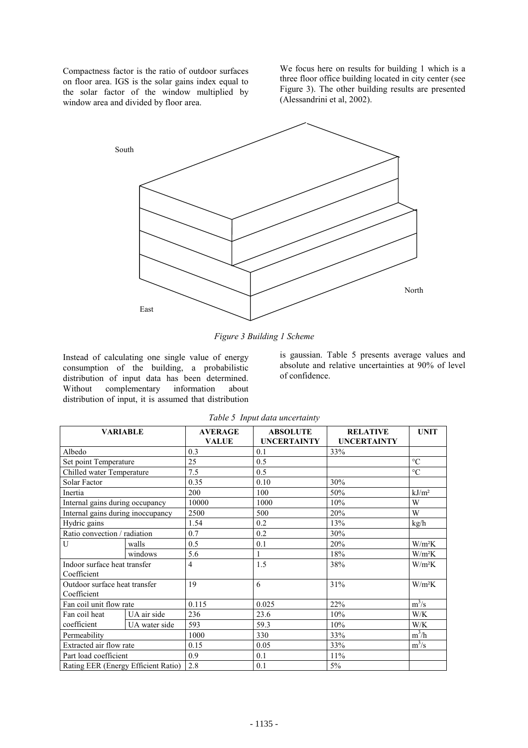Compactness factor is the ratio of outdoor surfaces on floor area. IGS is the solar gains index equal to the solar factor of the window multiplied by window area and divided by floor area.

We focus here on results for building 1 which is a three floor office building located in city center (see Figure 3). The other building results are presented (Alessandrini et al, 2002).

*Figure 3 Building 1 Scheme*

Instead of calculating one single value of energy consumption of the building, a probabilistic distribution of input data has been determined. Without complementary information about distribution of input, it is assumed that distribution is gaussian. Table 5 presents average values and absolute and relative uncertainties at 90% of level of confidence.

*Table 5 Input data uncertainty*

| **VARIABLE** | | **AVERAGE VALUE** | **ABSOLUTE UNCERTAINTY** | **RELATIVE UNCERTAINTY** | **UNIT** |
|---|---|---|---|---|---|
| Albedo | | 0.3 | 0.1 | 33% | |
| Set point Temperature | | 25 | 0.5 | | °C |
| Chilled water Temperature | | 7.5 | 0.5 | | °C |
| Solar Factor | | 0.35 | 0.10 | 30% | |
| Inertia | | 200 | 100 | 50% | kJ/m² |
| Internal gains during occupancy | | 10000 | 1000 | 10% | W |
| Internal gains during inoccupancy | | 2500 | 500 | 20% | W |
| Hydric gains | | 1.54 | 0.2 | 13% | kg/h |
| Ratio convection / radiation | | 0.7 | 0.2 | 30% | |
| U | walls | 0.5 | 0.1 | 20% | W/m²K |
| | windows | 5.6 | 1 | 18% | W/m²K |
| Indoor surface heat transfer Coefficient | | 4 | 1.5 | 38% | W/m²K |
| Outdoor surface heat transfer Coefficient | | 19 | 6 | 31% | W/m²K |
| Fan coil unit flow rate | | 0.115 | 0.025 | 22% | $m^3/s$ |
| Fan coil heat coefficient | UA air side | 236 | 23.6 | 10% | W/K |
| | UA water side | 593 | 59.3 | 10% | W/K |
| Permeability | | 1000 | 330 | 33% | $m^3/h$ |
| Extracted air flow rate | | 0.15 | 0.05 | 33% | $m^3/s$ |
| Part load coefficient | | 0.9 | 0.1 | 11% | |
| Rating EER (Energy Efficient Ratio) | | 2.8 | 0.1 | 5% | |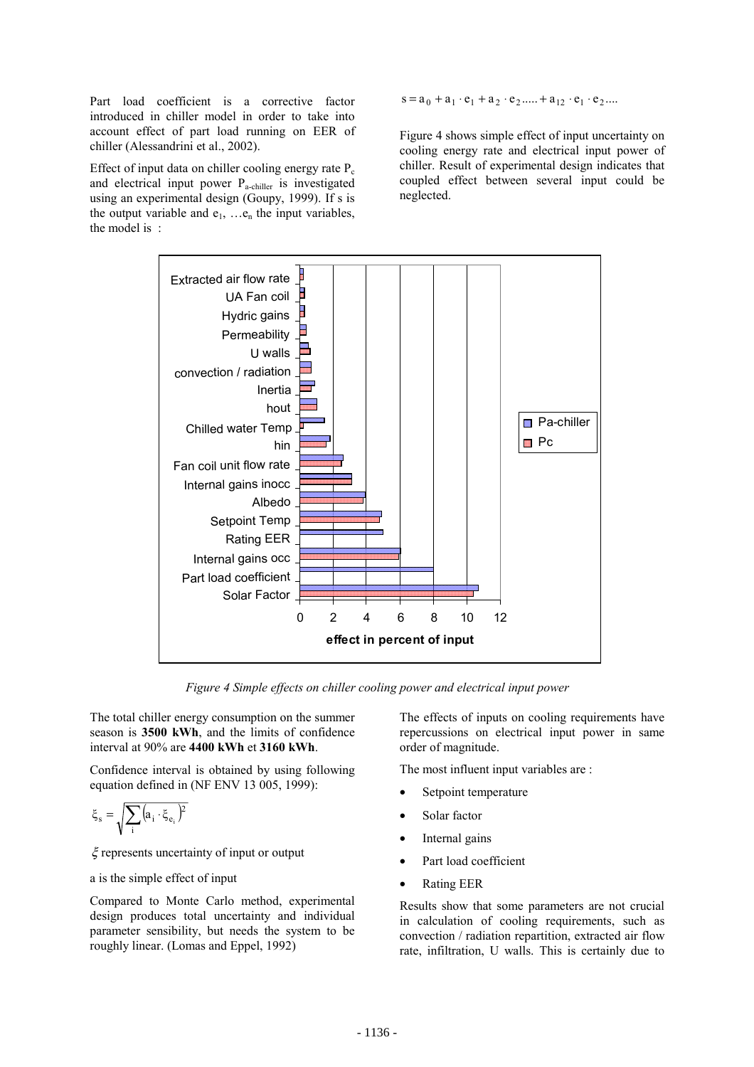Part load coefficient is a corrective factor introduced in chiller model in order to take into account effect of part load running on EER of chiller (Alessandrini et al., 2002).

Effect of input data on chiller cooling energy rate $P_c$ and electrical input power $P_{a\text{-}chiller}$ is investigated using an experimental design (Goupy, 1999). If s is the output variable and $e_1$, …$e_n$ the input variables, the model is :

$$s = a_0 + a_1 \cdot e_1 + a_2 \cdot e_2 ..... + a_{12} \cdot e_1 \cdot e_2 ....$$

Figure 4 shows simple effect of input uncertainty on cooling energy rate and electrical input power of chiller. Result of experimental design indicates that coupled effect between several input could be neglected.

*Figure 4 Simple effects on chiller cooling power and electrical input power*

The total chiller energy consumption on the summer season is **3500 kWh**, and the limits of confidence interval at 90% are **4400 kWh** et **3160 kWh**.

Confidence interval is obtained by using following equation defined in (NF ENV 13 005, 1999):

$$\xi_s = \sqrt{\sum_i \left(a_i \cdot \xi_{e_i}\right)^2}$$

$\xi$ represents uncertainty of input or output

a is the simple effect of input

Compared to Monte Carlo method, experimental design produces total uncertainty and individual parameter sensibility, but needs the system to be roughly linear. (Lomas and Eppel, 1992)

The effects of inputs on cooling requirements have repercussions on electrical input power in same order of magnitude.

The most influent input variables are :

- Setpoint temperature
- Solar factor
- Internal gains
- Part load coefficient
- Rating EER

Results show that some parameters are not crucial in calculation of cooling requirements, such as convection / radiation repartition, extracted air flow rate, infiltration, U walls. This is certainly due to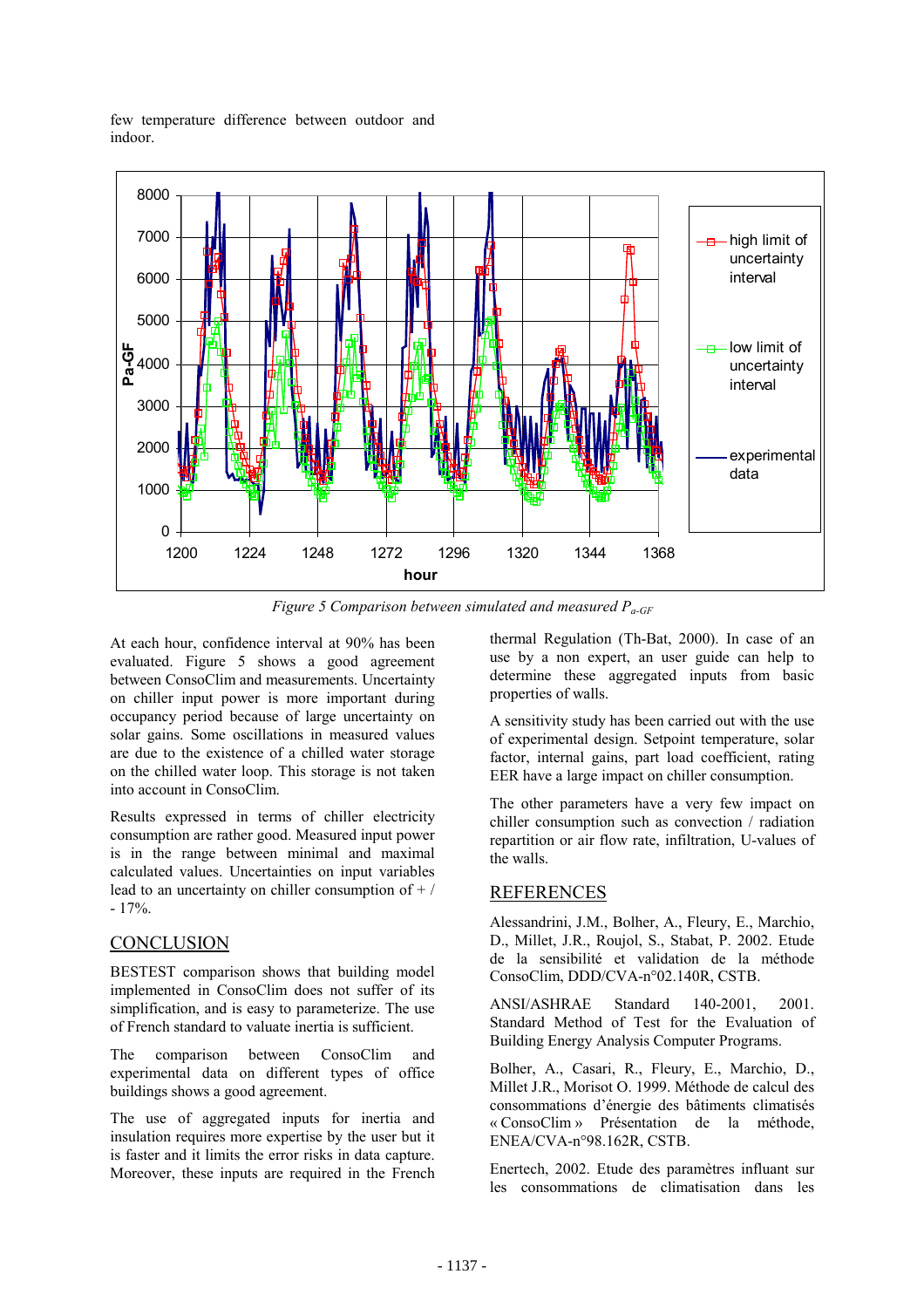few temperature difference between outdoor and indoor.

*Figure 5 Comparison between simulated and measured $P_{a\text{-}GF}$*

At each hour, confidence interval at 90% has been evaluated. Figure 5 shows a good agreement between ConsoClim and measurements. Uncertainty on chiller input power is more important during occupancy period because of large uncertainty on solar gains. Some oscillations in measured values are due to the existence of a chilled water storage on the chilled water loop. This storage is not taken into account in ConsoClim.

Results expressed in terms of chiller electricity consumption are rather good. Measured input power is in the range between minimal and maximal calculated values. Uncertainties on input variables lead to an uncertainty on chiller consumption of + / - 17%.

## CONCLUSION

BESTEST comparison shows that building model implemented in ConsoClim does not suffer of its simplification, and is easy to parameterize. The use of French standard to valuate inertia is sufficient.

The comparison between ConsoClim and experimental data on different types of office buildings shows a good agreement.

The use of aggregated inputs for inertia and insulation requires more expertise by the user but it is faster and it limits the error risks in data capture. Moreover, these inputs are required in the French thermal Regulation (Th-Bat, 2000). In case of an use by a non expert, an user guide can help to determine these aggregated inputs from basic properties of walls.

A sensitivity study has been carried out with the use of experimental design. Setpoint temperature, solar factor, internal gains, part load coefficient, rating EER have a large impact on chiller consumption.

The other parameters have a very few impact on chiller consumption such as convection / radiation repartition or air flow rate, infiltration, U-values of the walls.

## REFERENCES

Alessandrini, J.M., Bolher, A., Fleury, E., Marchio, D., Millet, J.R., Roujol, S., Stabat, P. 2002. Etude de la sensibilité et validation de la méthode ConsoClim, DDD/CVA-n°02.140R, CSTB.

ANSI/ASHRAE Standard 140-2001, 2001. Standard Method of Test for the Evaluation of Building Energy Analysis Computer Programs.

Bolher, A., Casari, R., Fleury, E., Marchio, D., Millet J.R., Morisot O. 1999. Méthode de calcul des consommations d'énergie des bâtiments climatisés « ConsoClim » Présentation de la méthode, ENEA/CVA-n°98.162R, CSTB.

Enertech, 2002. Etude des paramètres influant sur les consommations de climatisation dans les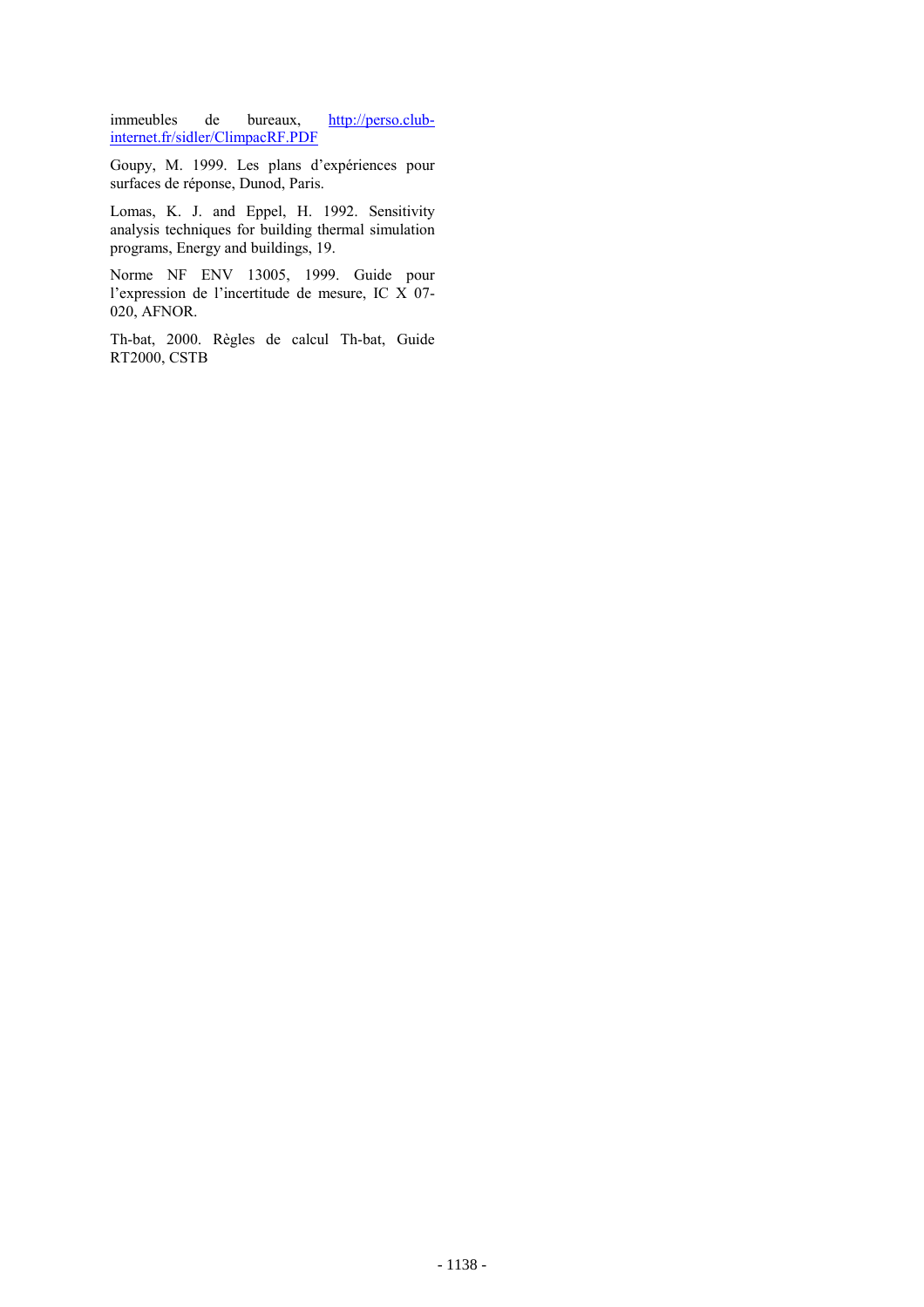immeubles de bureaux, http://perso.club-internet.fr/sidler/ClimpacRF.PDF

Goupy, M. 1999. Les plans d'expériences pour surfaces de réponse, Dunod, Paris.

Lomas, K. J. and Eppel, H. 1992. Sensitivity analysis techniques for building thermal simulation programs, Energy and buildings, 19.

Norme NF ENV 13005, 1999. Guide pour l'expression de l'incertitude de mesure, IC X 07-020, AFNOR.

Th-bat, 2000. Règles de calcul Th-bat, Guide RT2000, CSTB